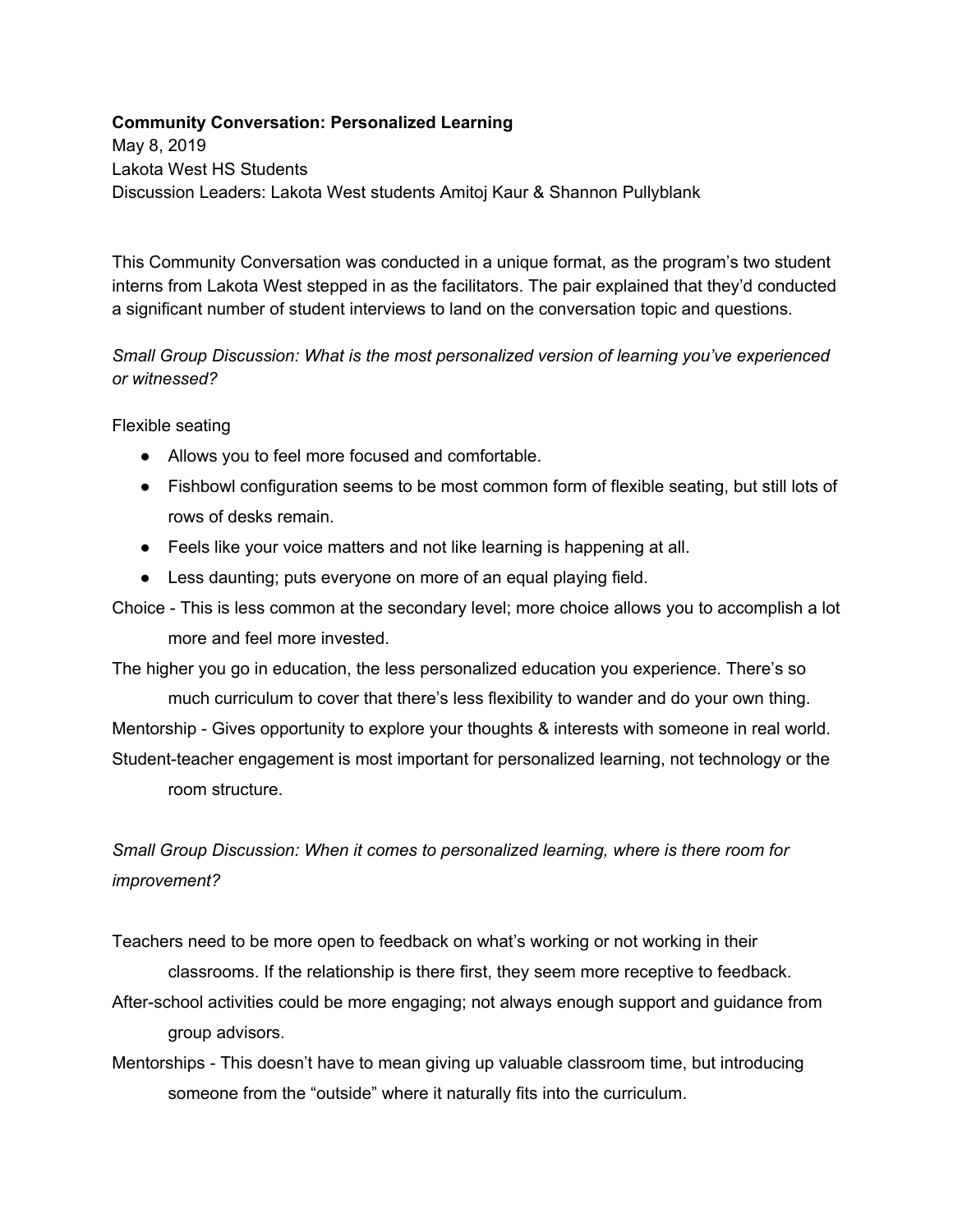**Community Conversation: Personalized Learning**

May 8, 2019

Lakota West HS Students

Discussion Leaders: Lakota West students Amitoj Kaur & Shannon Pullyblank

This Community Conversation was conducted in a unique format, as the program's two student interns from Lakota West stepped in as the facilitators. The pair explained that they'd conducted a significant number of student interviews to land on the conversation topic and questions.

*Small Group Discussion: What is the most personalized version of learning you've experienced or witnessed?*

Flexible seating

- Allows you to feel more focused and comfortable.
- Fishbowl configuration seems to be most common form of flexible seating, but still lots of rows of desks remain.
- Feels like your voice matters and not like learning is happening at all.
- Less daunting; puts everyone on more of an equal playing field.

Choice - This is less common at the secondary level; more choice allows you to accomplish a lot more and feel more invested.

The higher you go in education, the less personalized education you experience. There's so much curriculum to cover that there's less flexibility to wander and do your own thing.

Mentorship - Gives opportunity to explore your thoughts & interests with someone in real world.

Student-teacher engagement is most important for personalized learning, not technology or the room structure.

*Small Group Discussion: When it comes to personalized learning, where is there room for improvement?*

Teachers need to be more open to feedback on what's working or not working in their classrooms. If the relationship is there first, they seem more receptive to feedback.

After-school activities could be more engaging; not always enough support and guidance from group advisors.

Mentorships - This doesn't have to mean giving up valuable classroom time, but introducing someone from the "outside" where it naturally fits into the curriculum.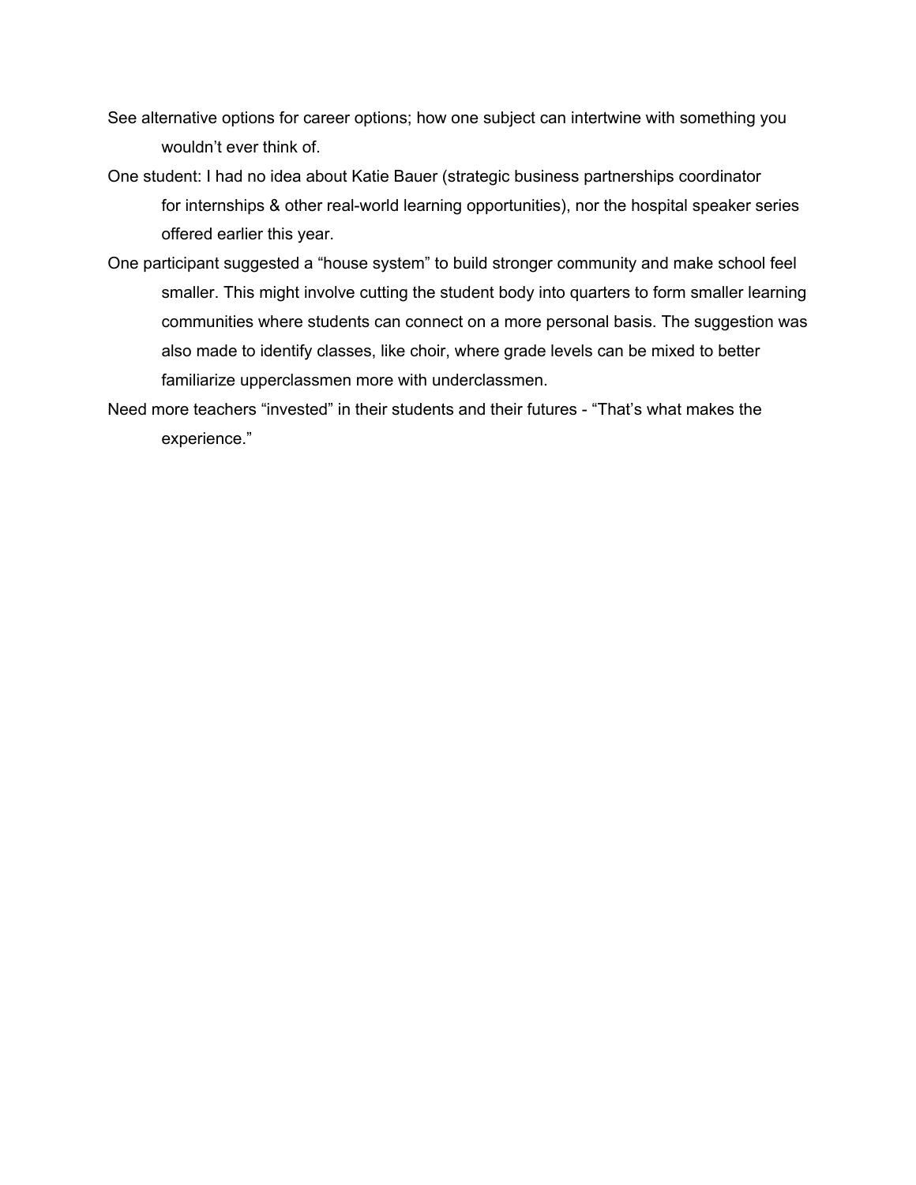See alternative options for career options; how one subject can intertwine with something you wouldn't ever think of.

One student: I had no idea about Katie Bauer (strategic business partnerships coordinator for internships & other real-world learning opportunities), nor the hospital speaker series offered earlier this year.

One participant suggested a "house system" to build stronger community and make school feel smaller. This might involve cutting the student body into quarters to form smaller learning communities where students can connect on a more personal basis. The suggestion was also made to identify classes, like choir, where grade levels can be mixed to better familiarize upperclassmen more with underclassmen.

Need more teachers "invested" in their students and their futures - "That's what makes the experience."